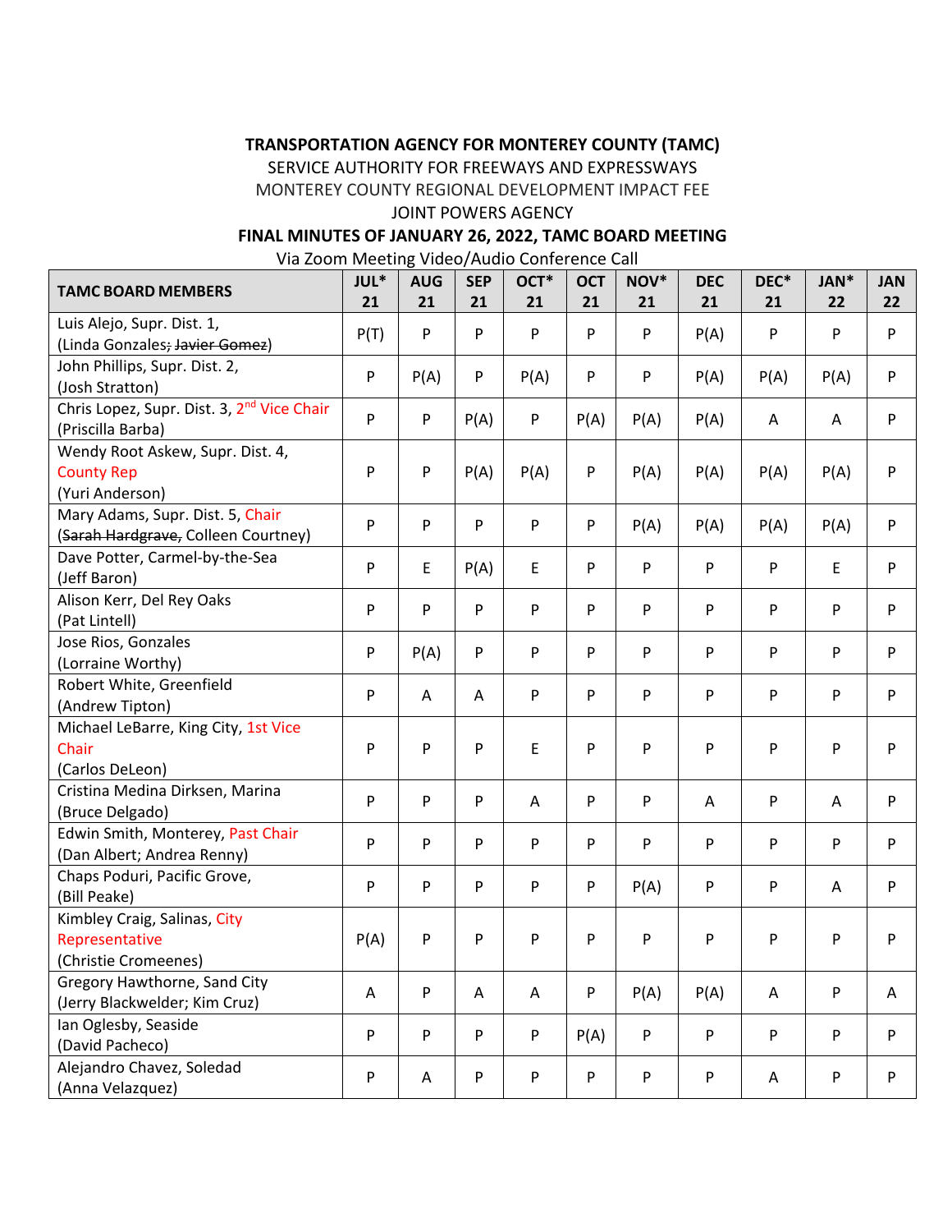**TRANSPORTATION AGENCY FOR MONTEREY COUNTY (TAMC)**

SERVICE AUTHORITY FOR FREEWAYS AND EXPRESSWAYS

MONTEREY COUNTY REGIONAL DEVELOPMENT IMPACT FEE

JOINT POWERS AGENCY

**FINAL MINUTES OF JANUARY 26, 2022, TAMC BOARD MEETING**

Via Zoom Meeting Video/Audio Conference Call

| TAMC BOARD MEMBERS | JUL* 21 | AUG 21 | SEP 21 | OCT* 21 | OCT 21 | NOV* 21 | DEC 21 | DEC* 21 | JAN* 22 | JAN 22 |
|---|---|---|---|---|---|---|---|---|---|---|
| Luis Alejo, Supr. Dist. 1, (Linda Gonzales; ~~Javier Gomez~~) | P(T) | P | P | P | P | P | P(A) | P | P | P |
| John Phillips, Supr. Dist. 2, (Josh Stratton) | P | P(A) | P | P(A) | P | P | P(A) | P(A) | P(A) | P |
| Chris Lopez, Supr. Dist. 3, 2nd Vice Chair (Priscilla Barba) | P | P | P(A) | P | P(A) | P(A) | P(A) | A | A | P |
| Wendy Root Askew, Supr. Dist. 4, County Rep (Yuri Anderson) | P | P | P(A) | P(A) | P | P(A) | P(A) | P(A) | P(A) | P |
| Mary Adams, Supr. Dist. 5, Chair (~~Sarah Hardgrave,~~ Colleen Courtney) | P | P | P | P | P | P(A) | P(A) | P(A) | P(A) | P |
| Dave Potter, Carmel-by-the-Sea (Jeff Baron) | P | E | P(A) | E | P | P | P | P | E | P |
| Alison Kerr, Del Rey Oaks (Pat Lintell) | P | P | P | P | P | P | P | P | P | P |
| Jose Rios, Gonzales (Lorraine Worthy) | P | P(A) | P | P | P | P | P | P | P | P |
| Robert White, Greenfield (Andrew Tipton) | P | A | A | P | P | P | P | P | P | P |
| Michael LeBarre, King City, 1st Vice Chair (Carlos DeLeon) | P | P | P | E | P | P | P | P | P | P |
| Cristina Medina Dirksen, Marina (Bruce Delgado) | P | P | P | A | P | P | A | P | A | P |
| Edwin Smith, Monterey, Past Chair (Dan Albert; Andrea Renny) | P | P | P | P | P | P | P | P | P | P |
| Chaps Poduri, Pacific Grove, (Bill Peake) | P | P | P | P | P | P(A) | P | P | A | P |
| Kimbley Craig, Salinas, City Representative (Christie Cromeenes) | P(A) | P | P | P | P | P | P | P | P | P |
| Gregory Hawthorne, Sand City (Jerry Blackwelder; Kim Cruz) | A | P | A | A | P | P(A) | P(A) | A | P | A |
| Ian Oglesby, Seaside (David Pacheco) | P | P | P | P | P(A) | P | P | P | P | P |
| Alejandro Chavez, Soledad (Anna Velazquez) | P | A | P | P | P | P | P | A | P | P |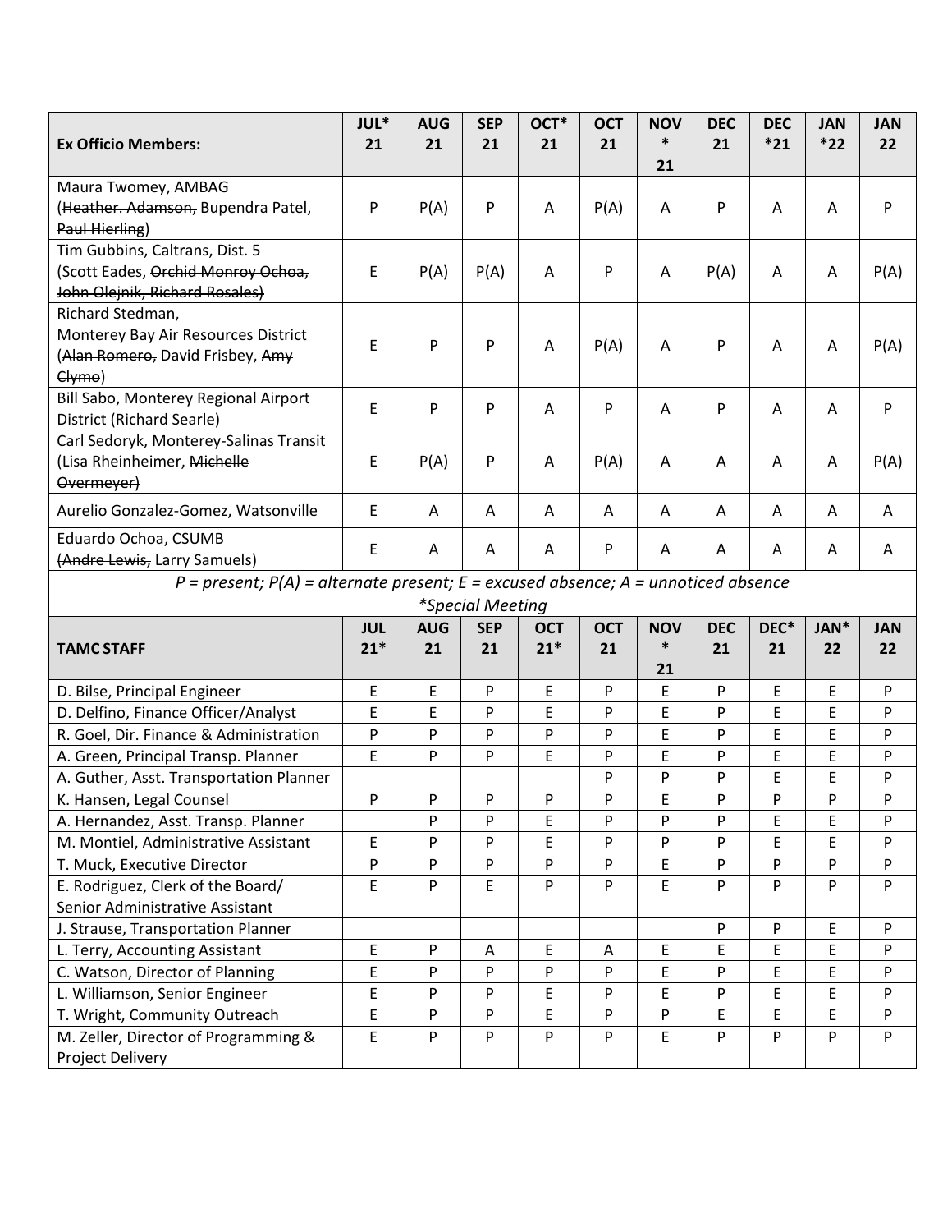| Ex Officio Members: | JUL* 21 | AUG 21 | SEP 21 | OCT* 21 | OCT 21 | NOV * 21 | DEC 21 | DEC *21 | JAN *22 | JAN 22 |
|---|---|---|---|---|---|---|---|---|---|---|
| Maura Twomey, AMBAG (~~Heather. Adamson,~~ Bupendra Patel, ~~Paul Hierling~~) | P | P(A) | P | A | P(A) | A | P | A | A | P |
| Tim Gubbins, Caltrans, Dist. 5 (Scott Eades, ~~Orchid Monroy Ochoa, John Olejnik, Richard Rosales)~~ | E | P(A) | P(A) | A | P | A | P(A) | A | A | P(A) |
| Richard Stedman, Monterey Bay Air Resources District (~~Alan Romero,~~ David Frisbey, ~~Amy Clymo~~) | E | P | P | A | P(A) | A | P | A | A | P(A) |
| Bill Sabo, Monterey Regional Airport District (Richard Searle) | E | P | P | A | P | A | P | A | A | P |
| Carl Sedoryk, Monterey-Salinas Transit (Lisa Rheinheimer, ~~Michelle Overmeyer)~~ | E | P(A) | P | A | P(A) | A | A | A | A | P(A) |
| Aurelio Gonzalez-Gomez, Watsonville | E | A | A | A | A | A | A | A | A | A |
| Eduardo Ochoa, CSUMB ~~(Andre Lewis,~~ Larry Samuels) | E | A | A | A | P | A | A | A | A | A |

*P = present; P(A) = alternate present; E = excused absence; A = unnoticed absence*

**Special Meeting*

| TAMC STAFF | JUL 21* | AUG 21 | SEP 21 | OCT 21* | OCT 21 | NOV * 21 | DEC 21 | DEC* 21 | JAN* 22 | JAN 22 |
|---|---|---|---|---|---|---|---|---|---|---|
| D. Bilse, Principal Engineer | E | E | P | E | P | E | P | E | E | P |
| D. Delfino, Finance Officer/Analyst | E | E | P | E | P | E | P | E | E | P |
| R. Goel, Dir. Finance & Administration | P | P | P | P | P | E | P | E | E | P |
| A. Green, Principal Transp. Planner | E | P | P | E | P | E | P | E | E | P |
| A. Guther, Asst. Transportation Planner | | | | | P | P | P | E | E | P |
| K. Hansen, Legal Counsel | P | P | P | P | P | E | P | P | P | P |
| A. Hernandez, Asst. Transp. Planner | | P | P | E | P | P | P | E | E | P |
| M. Montiel, Administrative Assistant | E | P | P | E | P | P | P | E | E | P |
| T. Muck, Executive Director | P | P | P | P | P | E | P | P | P | P |
| E. Rodriguez, Clerk of the Board/ Senior Administrative Assistant | E | P | E | P | P | E | P | P | P | P |
| J. Strause, Transportation Planner | | | | | | | P | P | E | P |
| L. Terry, Accounting Assistant | E | P | A | E | A | E | E | E | E | P |
| C. Watson, Director of Planning | E | P | P | P | P | E | P | E | E | P |
| L. Williamson, Senior Engineer | E | P | P | E | P | E | P | E | E | P |
| T. Wright, Community Outreach | E | P | P | E | P | P | E | E | E | P |
| M. Zeller, Director of Programming & Project Delivery | E | P | P | P | P | E | P | P | P | P |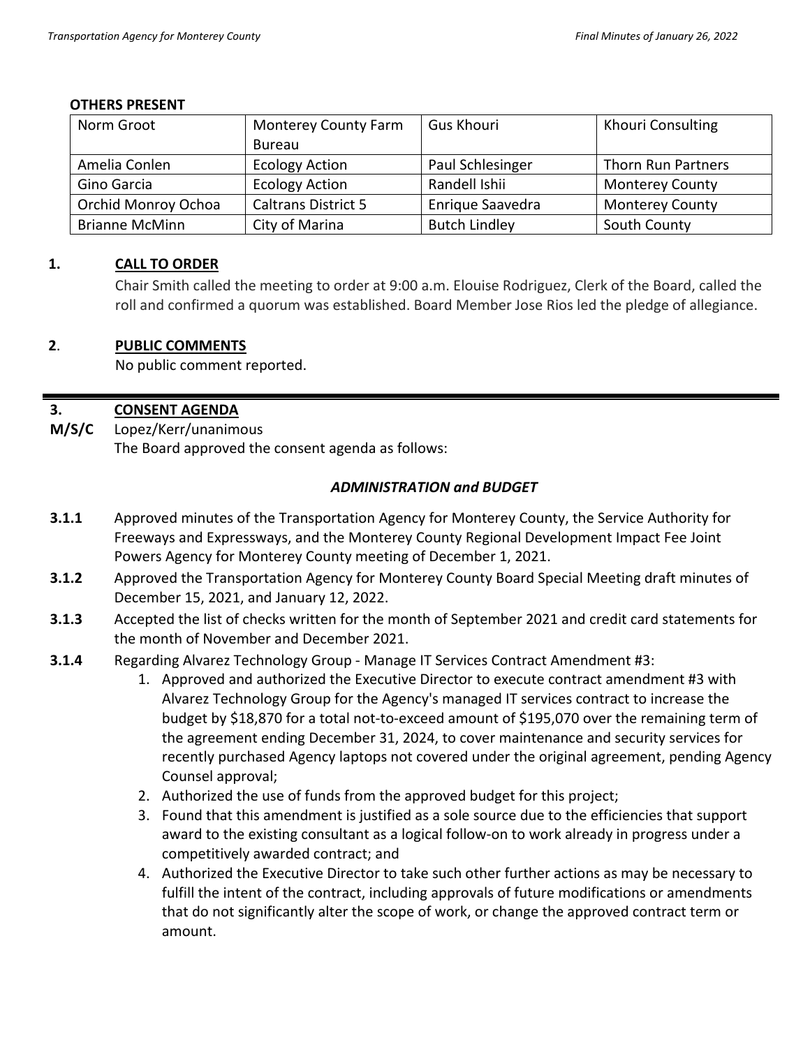**OTHERS PRESENT**

| Norm Groot | Monterey County Farm Bureau | Gus Khouri | Khouri Consulting |
|---|---|---|---|
| Amelia Conlen | Ecology Action | Paul Schlesinger | Thorn Run Partners |
| Gino Garcia | Ecology Action | Randell Ishii | Monterey County |
| Orchid Monroy Ochoa | Caltrans District 5 | Enrique Saavedra | Monterey County |
| Brianne McMinn | City of Marina | Butch Lindley | South County |

**1. CALL TO ORDER**

Chair Smith called the meeting to order at 9:00 a.m. Elouise Rodriguez, Clerk of the Board, called the roll and confirmed a quorum was established. Board Member Jose Rios led the pledge of allegiance.

**2. PUBLIC COMMENTS**

No public comment reported.

---

**3. CONSENT AGENDA**

**M/S/C** Lopez/Kerr/unanimous

The Board approved the consent agenda as follows:

***ADMINISTRATION and BUDGET***

**3.1.1** Approved minutes of the Transportation Agency for Monterey County, the Service Authority for Freeways and Expressways, and the Monterey County Regional Development Impact Fee Joint Powers Agency for Monterey County meeting of December 1, 2021.

**3.1.2** Approved the Transportation Agency for Monterey County Board Special Meeting draft minutes of December 15, 2021, and January 12, 2022.

**3.1.3** Accepted the list of checks written for the month of September 2021 and credit card statements for the month of November and December 2021.

**3.1.4** Regarding Alvarez Technology Group - Manage IT Services Contract Amendment #3:

1. Approved and authorized the Executive Director to execute contract amendment #3 with Alvarez Technology Group for the Agency's managed IT services contract to increase the budget by $18,870 for a total not-to-exceed amount of $195,070 over the remaining term of the agreement ending December 31, 2024, to cover maintenance and security services for recently purchased Agency laptops not covered under the original agreement, pending Agency Counsel approval;
2. Authorized the use of funds from the approved budget for this project;
3. Found that this amendment is justified as a sole source due to the efficiencies that support award to the existing consultant as a logical follow-on to work already in progress under a competitively awarded contract; and
4. Authorized the Executive Director to take such other further actions as may be necessary to fulfill the intent of the contract, including approvals of future modifications or amendments that do not significantly alter the scope of work, or change the approved contract term or amount.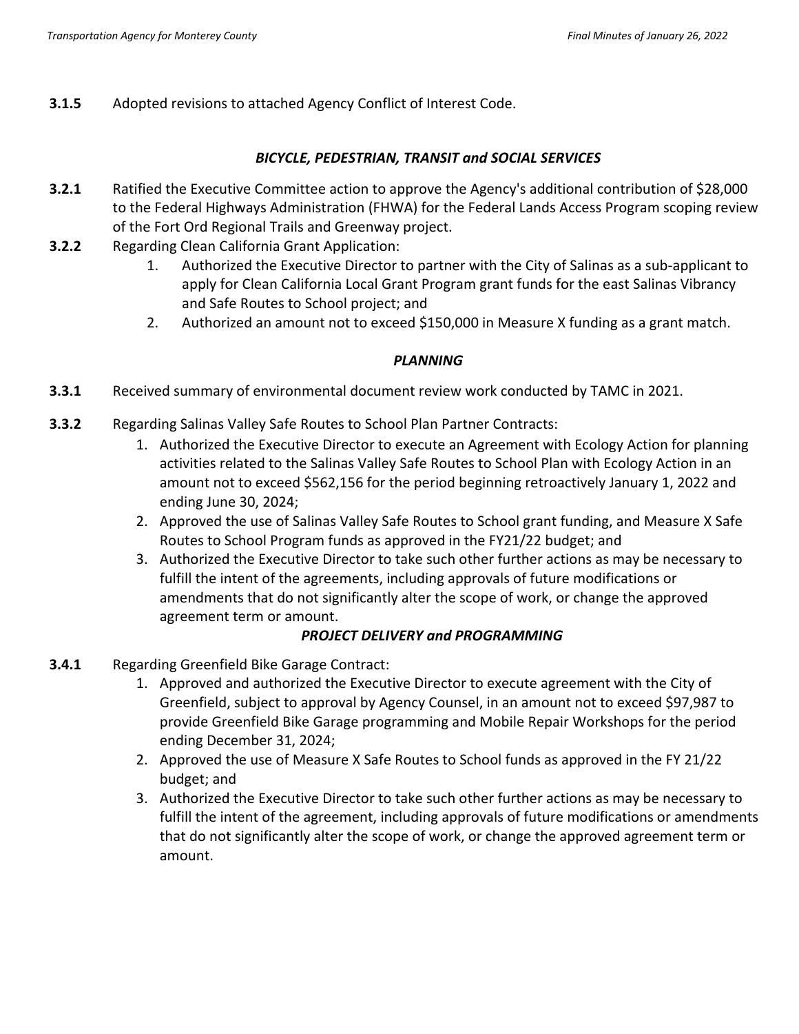**3.1.5** Adopted revisions to attached Agency Conflict of Interest Code.

### *BICYCLE, PEDESTRIAN, TRANSIT and SOCIAL SERVICES*

**3.2.1** Ratified the Executive Committee action to approve the Agency's additional contribution of $28,000 to the Federal Highways Administration (FHWA) for the Federal Lands Access Program scoping review of the Fort Ord Regional Trails and Greenway project.

**3.2.2** Regarding Clean California Grant Application:

1. Authorized the Executive Director to partner with the City of Salinas as a sub-applicant to apply for Clean California Local Grant Program grant funds for the east Salinas Vibrancy and Safe Routes to School project; and
2. Authorized an amount not to exceed $150,000 in Measure X funding as a grant match.

### *PLANNING*

**3.3.1** Received summary of environmental document review work conducted by TAMC in 2021.

**3.3.2** Regarding Salinas Valley Safe Routes to School Plan Partner Contracts:

1. Authorized the Executive Director to execute an Agreement with Ecology Action for planning activities related to the Salinas Valley Safe Routes to School Plan with Ecology Action in an amount not to exceed $562,156 for the period beginning retroactively January 1, 2022 and ending June 30, 2024;
2. Approved the use of Salinas Valley Safe Routes to School grant funding, and Measure X Safe Routes to School Program funds as approved in the FY21/22 budget; and
3. Authorized the Executive Director to take such other further actions as may be necessary to fulfill the intent of the agreements, including approvals of future modifications or amendments that do not significantly alter the scope of work, or change the approved agreement term or amount.

### *PROJECT DELIVERY and PROGRAMMING*

**3.4.1** Regarding Greenfield Bike Garage Contract:

1. Approved and authorized the Executive Director to execute agreement with the City of Greenfield, subject to approval by Agency Counsel, in an amount not to exceed $97,987 to provide Greenfield Bike Garage programming and Mobile Repair Workshops for the period ending December 31, 2024;
2. Approved the use of Measure X Safe Routes to School funds as approved in the FY 21/22 budget; and
3. Authorized the Executive Director to take such other further actions as may be necessary to fulfill the intent of the agreement, including approvals of future modifications or amendments that do not significantly alter the scope of work, or change the approved agreement term or amount.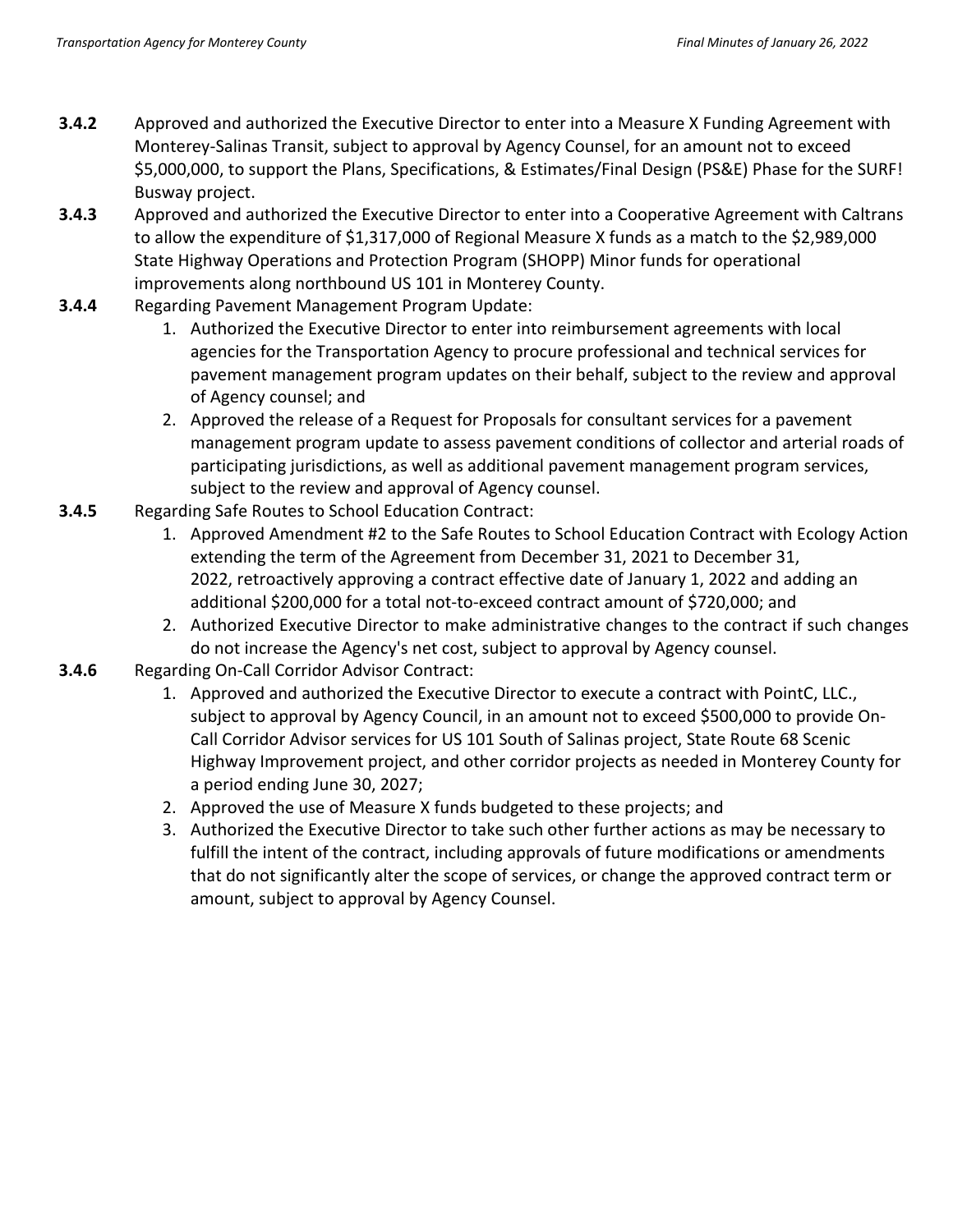**3.4.2** Approved and authorized the Executive Director to enter into a Measure X Funding Agreement with Monterey-Salinas Transit, subject to approval by Agency Counsel, for an amount not to exceed $5,000,000, to support the Plans, Specifications, & Estimates/Final Design (PS&E) Phase for the SURF! Busway project.

**3.4.3** Approved and authorized the Executive Director to enter into a Cooperative Agreement with Caltrans to allow the expenditure of $1,317,000 of Regional Measure X funds as a match to the $2,989,000 State Highway Operations and Protection Program (SHOPP) Minor funds for operational improvements along northbound US 101 in Monterey County.

**3.4.4** Regarding Pavement Management Program Update:

1. Authorized the Executive Director to enter into reimbursement agreements with local agencies for the Transportation Agency to procure professional and technical services for pavement management program updates on their behalf, subject to the review and approval of Agency counsel; and
2. Approved the release of a Request for Proposals for consultant services for a pavement management program update to assess pavement conditions of collector and arterial roads of participating jurisdictions, as well as additional pavement management program services, subject to the review and approval of Agency counsel.

**3.4.5** Regarding Safe Routes to School Education Contract:

1. Approved Amendment #2 to the Safe Routes to School Education Contract with Ecology Action extending the term of the Agreement from December 31, 2021 to December 31, 2022, retroactively approving a contract effective date of January 1, 2022 and adding an additional $200,000 for a total not-to-exceed contract amount of $720,000; and
2. Authorized Executive Director to make administrative changes to the contract if such changes do not increase the Agency's net cost, subject to approval by Agency counsel.

**3.4.6** Regarding On-Call Corridor Advisor Contract:

1. Approved and authorized the Executive Director to execute a contract with PointC, LLC., subject to approval by Agency Council, in an amount not to exceed $500,000 to provide On-Call Corridor Advisor services for US 101 South of Salinas project, State Route 68 Scenic Highway Improvement project, and other corridor projects as needed in Monterey County for a period ending June 30, 2027;
2. Approved the use of Measure X funds budgeted to these projects; and
3. Authorized the Executive Director to take such other further actions as may be necessary to fulfill the intent of the contract, including approvals of future modifications or amendments that do not significantly alter the scope of services, or change the approved contract term or amount, subject to approval by Agency Counsel.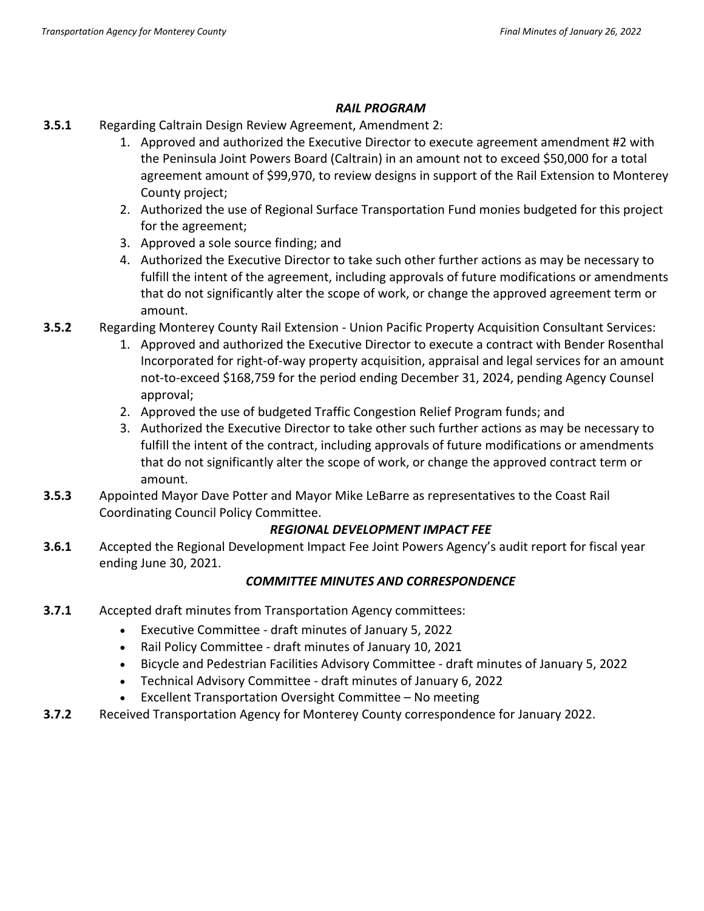### *RAIL PROGRAM*

**3.5.1** Regarding Caltrain Design Review Agreement, Amendment 2:

1. Approved and authorized the Executive Director to execute agreement amendment #2 with the Peninsula Joint Powers Board (Caltrain) in an amount not to exceed $50,000 for a total agreement amount of $99,970, to review designs in support of the Rail Extension to Monterey County project;
2. Authorized the use of Regional Surface Transportation Fund monies budgeted for this project for the agreement;
3. Approved a sole source finding; and
4. Authorized the Executive Director to take such other further actions as may be necessary to fulfill the intent of the agreement, including approvals of future modifications or amendments that do not significantly alter the scope of work, or change the approved agreement term or amount.

**3.5.2** Regarding Monterey County Rail Extension - Union Pacific Property Acquisition Consultant Services:

1. Approved and authorized the Executive Director to execute a contract with Bender Rosenthal Incorporated for right-of-way property acquisition, appraisal and legal services for an amount not-to-exceed $168,759 for the period ending December 31, 2024, pending Agency Counsel approval;
2. Approved the use of budgeted Traffic Congestion Relief Program funds; and
3. Authorized the Executive Director to take other such further actions as may be necessary to fulfill the intent of the contract, including approvals of future modifications or amendments that do not significantly alter the scope of work, or change the approved contract term or amount.

**3.5.3** Appointed Mayor Dave Potter and Mayor Mike LeBarre as representatives to the Coast Rail Coordinating Council Policy Committee.

### *REGIONAL DEVELOPMENT IMPACT FEE*

**3.6.1** Accepted the Regional Development Impact Fee Joint Powers Agency's audit report for fiscal year ending June 30, 2021.

### *COMMITTEE MINUTES AND CORRESPONDENCE*

**3.7.1** Accepted draft minutes from Transportation Agency committees:

- Executive Committee - draft minutes of January 5, 2022
- Rail Policy Committee - draft minutes of January 10, 2021
- Bicycle and Pedestrian Facilities Advisory Committee - draft minutes of January 5, 2022
- Technical Advisory Committee - draft minutes of January 6, 2022
- Excellent Transportation Oversight Committee – No meeting

**3.7.2** Received Transportation Agency for Monterey County correspondence for January 2022.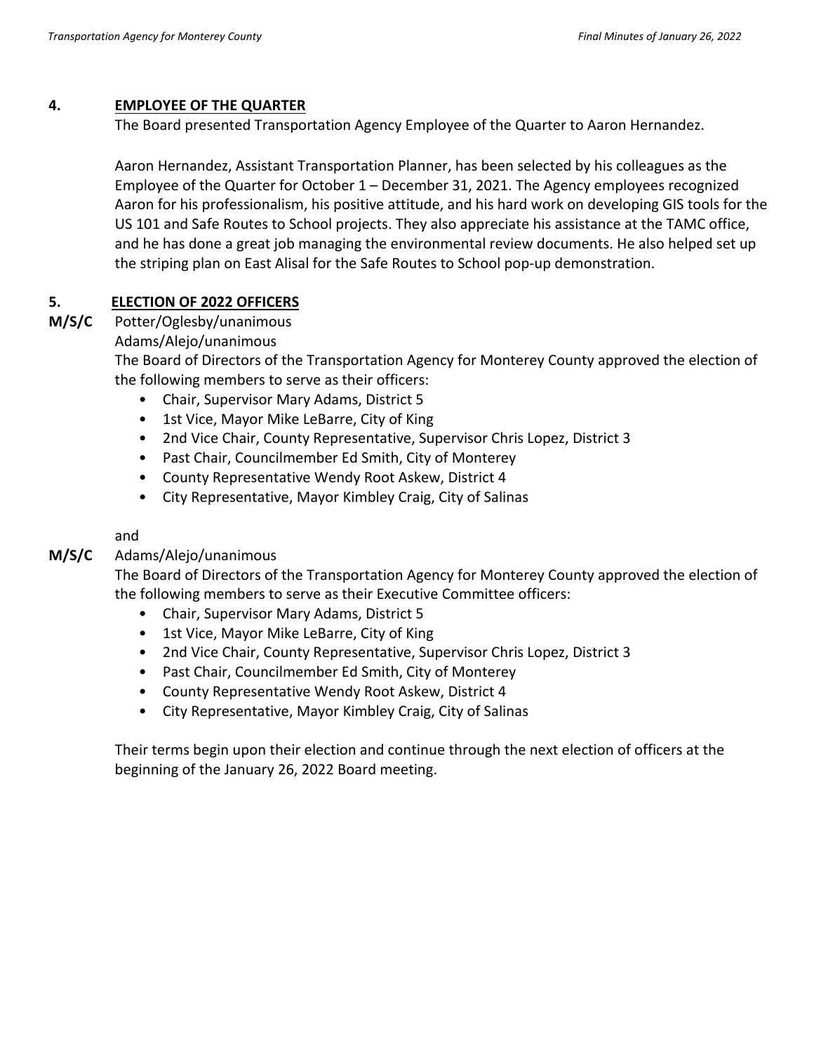## 4. EMPLOYEE OF THE QUARTER

The Board presented Transportation Agency Employee of the Quarter to Aaron Hernandez.

Aaron Hernandez, Assistant Transportation Planner, has been selected by his colleagues as the Employee of the Quarter for October 1 – December 31, 2021. The Agency employees recognized Aaron for his professionalism, his positive attitude, and his hard work on developing GIS tools for the US 101 and Safe Routes to School projects. They also appreciate his assistance at the TAMC office, and he has done a great job managing the environmental review documents. He also helped set up the striping plan on East Alisal for the Safe Routes to School pop-up demonstration.

## 5. ELECTION OF 2022 OFFICERS

**M/S/C** Potter/Oglesby/unanimous

Adams/Alejo/unanimous

The Board of Directors of the Transportation Agency for Monterey County approved the election of the following members to serve as their officers:

- Chair, Supervisor Mary Adams, District 5
- 1st Vice, Mayor Mike LeBarre, City of King
- 2nd Vice Chair, County Representative, Supervisor Chris Lopez, District 3
- Past Chair, Councilmember Ed Smith, City of Monterey
- County Representative Wendy Root Askew, District 4
- City Representative, Mayor Kimbley Craig, City of Salinas

and

**M/S/C** Adams/Alejo/unanimous

The Board of Directors of the Transportation Agency for Monterey County approved the election of the following members to serve as their Executive Committee officers:

- Chair, Supervisor Mary Adams, District 5
- 1st Vice, Mayor Mike LeBarre, City of King
- 2nd Vice Chair, County Representative, Supervisor Chris Lopez, District 3
- Past Chair, Councilmember Ed Smith, City of Monterey
- County Representative Wendy Root Askew, District 4
- City Representative, Mayor Kimbley Craig, City of Salinas

Their terms begin upon their election and continue through the next election of officers at the beginning of the January 26, 2022 Board meeting.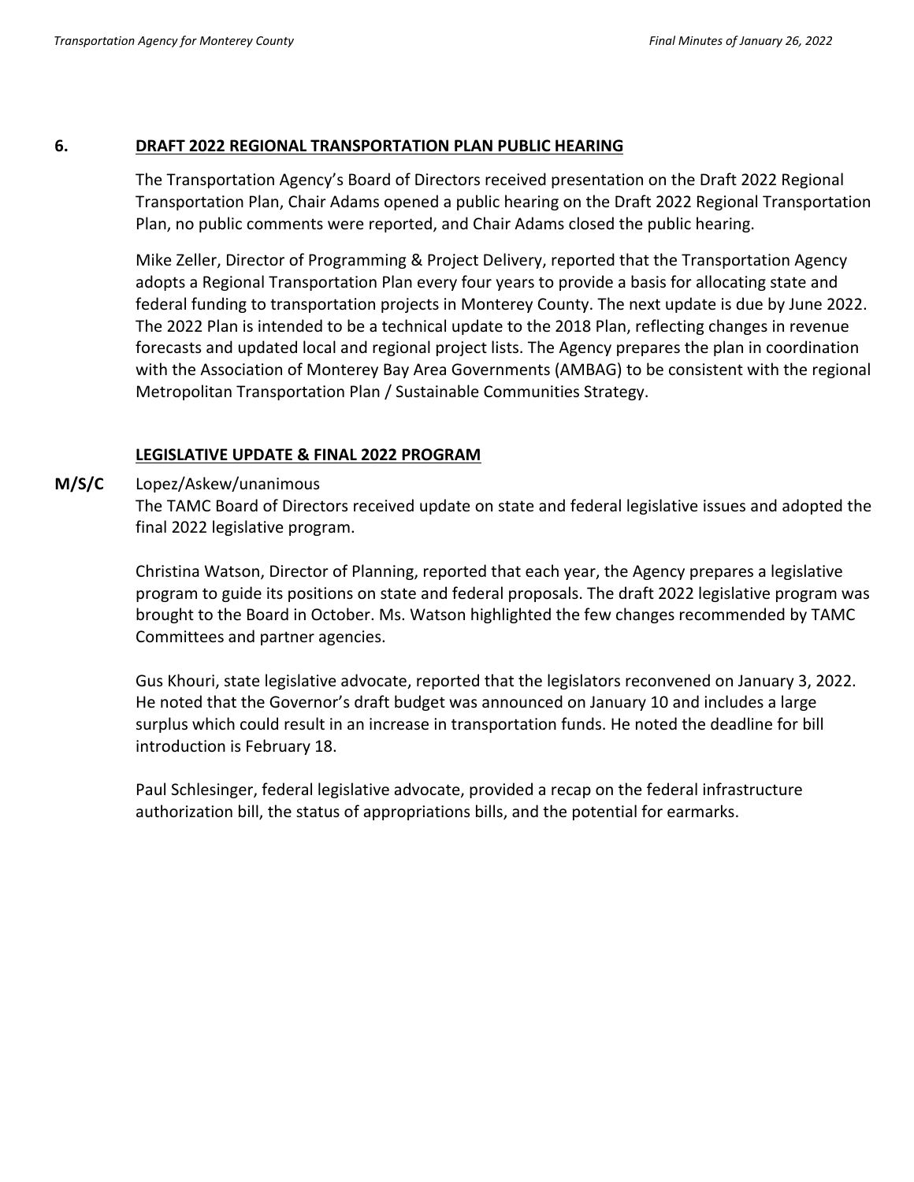**6. DRAFT 2022 REGIONAL TRANSPORTATION PLAN PUBLIC HEARING**

The Transportation Agency's Board of Directors received presentation on the Draft 2022 Regional Transportation Plan, Chair Adams opened a public hearing on the Draft 2022 Regional Transportation Plan, no public comments were reported, and Chair Adams closed the public hearing.

Mike Zeller, Director of Programming & Project Delivery, reported that the Transportation Agency adopts a Regional Transportation Plan every four years to provide a basis for allocating state and federal funding to transportation projects in Monterey County. The next update is due by June 2022. The 2022 Plan is intended to be a technical update to the 2018 Plan, reflecting changes in revenue forecasts and updated local and regional project lists. The Agency prepares the plan in coordination with the Association of Monterey Bay Area Governments (AMBAG) to be consistent with the regional Metropolitan Transportation Plan / Sustainable Communities Strategy.

**LEGISLATIVE UPDATE & FINAL 2022 PROGRAM**

**M/S/C** Lopez/Askew/unanimous

The TAMC Board of Directors received update on state and federal legislative issues and adopted the final 2022 legislative program.

Christina Watson, Director of Planning, reported that each year, the Agency prepares a legislative program to guide its positions on state and federal proposals. The draft 2022 legislative program was brought to the Board in October. Ms. Watson highlighted the few changes recommended by TAMC Committees and partner agencies.

Gus Khouri, state legislative advocate, reported that the legislators reconvened on January 3, 2022. He noted that the Governor's draft budget was announced on January 10 and includes a large surplus which could result in an increase in transportation funds. He noted the deadline for bill introduction is February 18.

Paul Schlesinger, federal legislative advocate, provided a recap on the federal infrastructure authorization bill, the status of appropriations bills, and the potential for earmarks.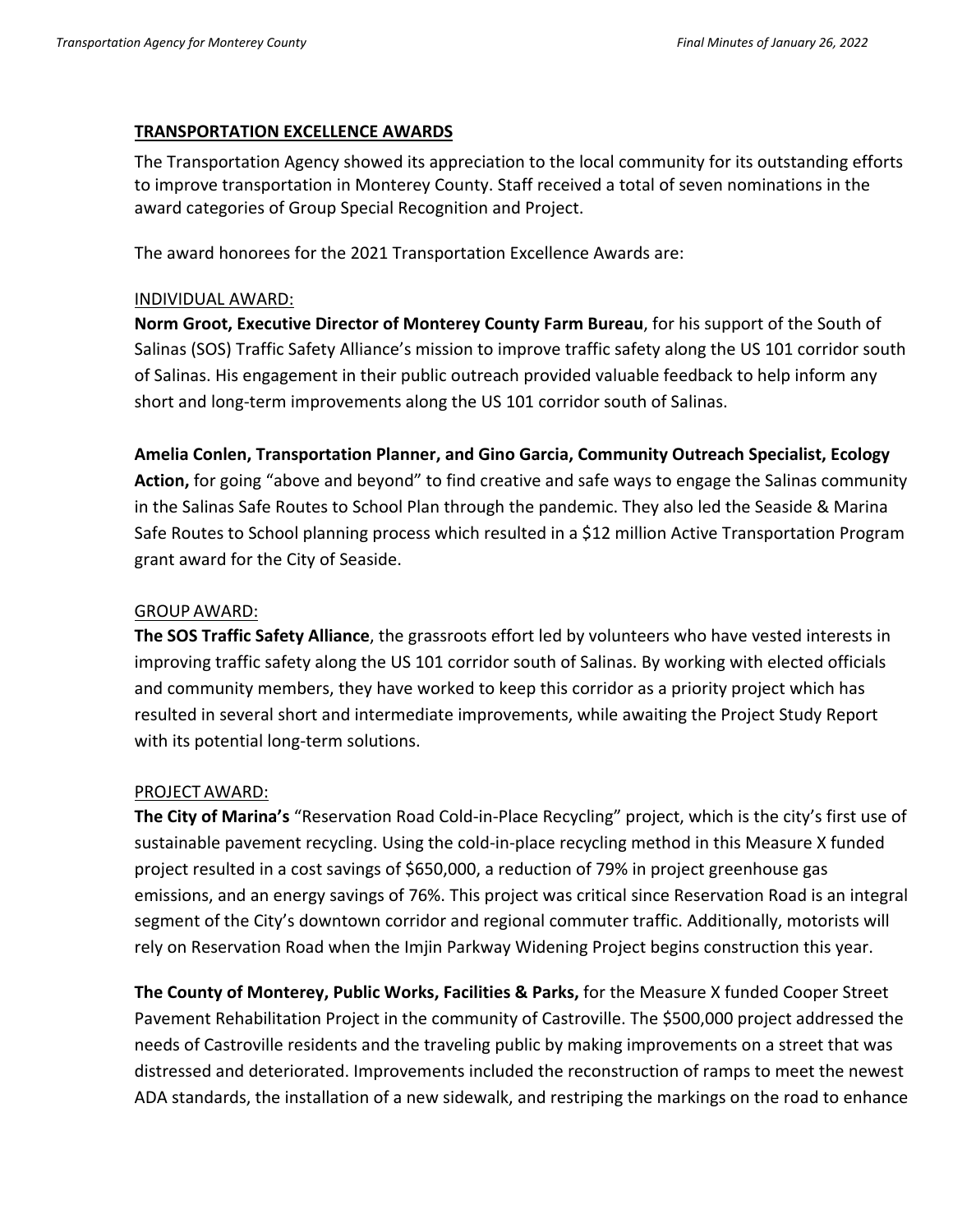**TRANSPORTATION EXCELLENCE AWARDS**

The Transportation Agency showed its appreciation to the local community for its outstanding efforts to improve transportation in Monterey County. Staff received a total of seven nominations in the award categories of Group Special Recognition and Project.

The award honorees for the 2021 Transportation Excellence Awards are:

INDIVIDUAL AWARD:

**Norm Groot, Executive Director of Monterey County Farm Bureau**, for his support of the South of Salinas (SOS) Traffic Safety Alliance's mission to improve traffic safety along the US 101 corridor south of Salinas. His engagement in their public outreach provided valuable feedback to help inform any short and long-term improvements along the US 101 corridor south of Salinas.

**Amelia Conlen, Transportation Planner, and Gino Garcia, Community Outreach Specialist, Ecology Action,** for going "above and beyond" to find creative and safe ways to engage the Salinas community in the Salinas Safe Routes to School Plan through the pandemic. They also led the Seaside & Marina Safe Routes to School planning process which resulted in a $12 million Active Transportation Program grant award for the City of Seaside.

GROUP AWARD:

**The SOS Traffic Safety Alliance**, the grassroots effort led by volunteers who have vested interests in improving traffic safety along the US 101 corridor south of Salinas. By working with elected officials and community members, they have worked to keep this corridor as a priority project which has resulted in several short and intermediate improvements, while awaiting the Project Study Report with its potential long-term solutions.

PROJECT AWARD:

**The City of Marina's** "Reservation Road Cold-in-Place Recycling" project, which is the city's first use of sustainable pavement recycling. Using the cold-in-place recycling method in this Measure X funded project resulted in a cost savings of $650,000, a reduction of 79% in project greenhouse gas emissions, and an energy savings of 76%. This project was critical since Reservation Road is an integral segment of the City's downtown corridor and regional commuter traffic. Additionally, motorists will rely on Reservation Road when the Imjin Parkway Widening Project begins construction this year.

**The County of Monterey, Public Works, Facilities & Parks,** for the Measure X funded Cooper Street Pavement Rehabilitation Project in the community of Castroville. The $500,000 project addressed the needs of Castroville residents and the traveling public by making improvements on a street that was distressed and deteriorated. Improvements included the reconstruction of ramps to meet the newest ADA standards, the installation of a new sidewalk, and restriping the markings on the road to enhance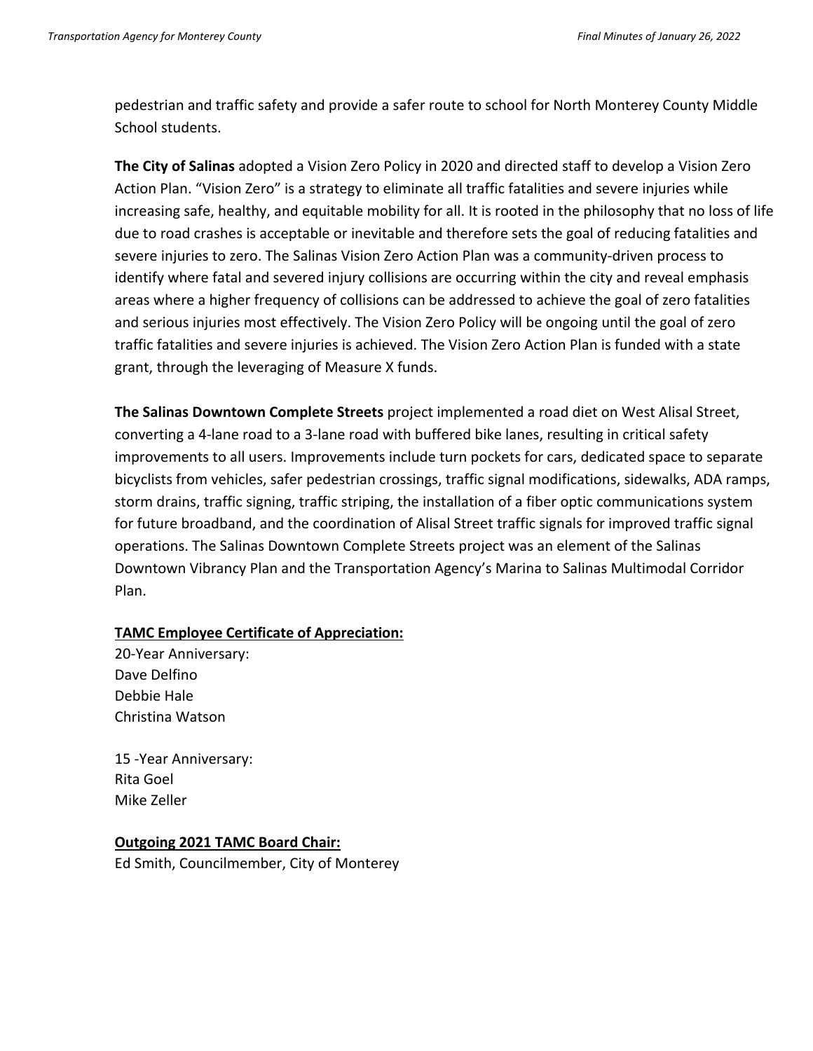pedestrian and traffic safety and provide a safer route to school for North Monterey County Middle School students.

**The City of Salinas** adopted a Vision Zero Policy in 2020 and directed staff to develop a Vision Zero Action Plan. "Vision Zero" is a strategy to eliminate all traffic fatalities and severe injuries while increasing safe, healthy, and equitable mobility for all. It is rooted in the philosophy that no loss of life due to road crashes is acceptable or inevitable and therefore sets the goal of reducing fatalities and severe injuries to zero. The Salinas Vision Zero Action Plan was a community-driven process to identify where fatal and severed injury collisions are occurring within the city and reveal emphasis areas where a higher frequency of collisions can be addressed to achieve the goal of zero fatalities and serious injuries most effectively. The Vision Zero Policy will be ongoing until the goal of zero traffic fatalities and severe injuries is achieved. The Vision Zero Action Plan is funded with a state grant, through the leveraging of Measure X funds.

**The Salinas Downtown Complete Streets** project implemented a road diet on West Alisal Street, converting a 4-lane road to a 3-lane road with buffered bike lanes, resulting in critical safety improvements to all users. Improvements include turn pockets for cars, dedicated space to separate bicyclists from vehicles, safer pedestrian crossings, traffic signal modifications, sidewalks, ADA ramps, storm drains, traffic signing, traffic striping, the installation of a fiber optic communications system for future broadband, and the coordination of Alisal Street traffic signals for improved traffic signal operations. The Salinas Downtown Complete Streets project was an element of the Salinas Downtown Vibrancy Plan and the Transportation Agency's Marina to Salinas Multimodal Corridor Plan.

**TAMC Employee Certificate of Appreciation:**

20-Year Anniversary:
Dave Delfino
Debbie Hale
Christina Watson

15 -Year Anniversary:
Rita Goel
Mike Zeller

**Outgoing 2021 TAMC Board Chair:**

Ed Smith, Councilmember, City of Monterey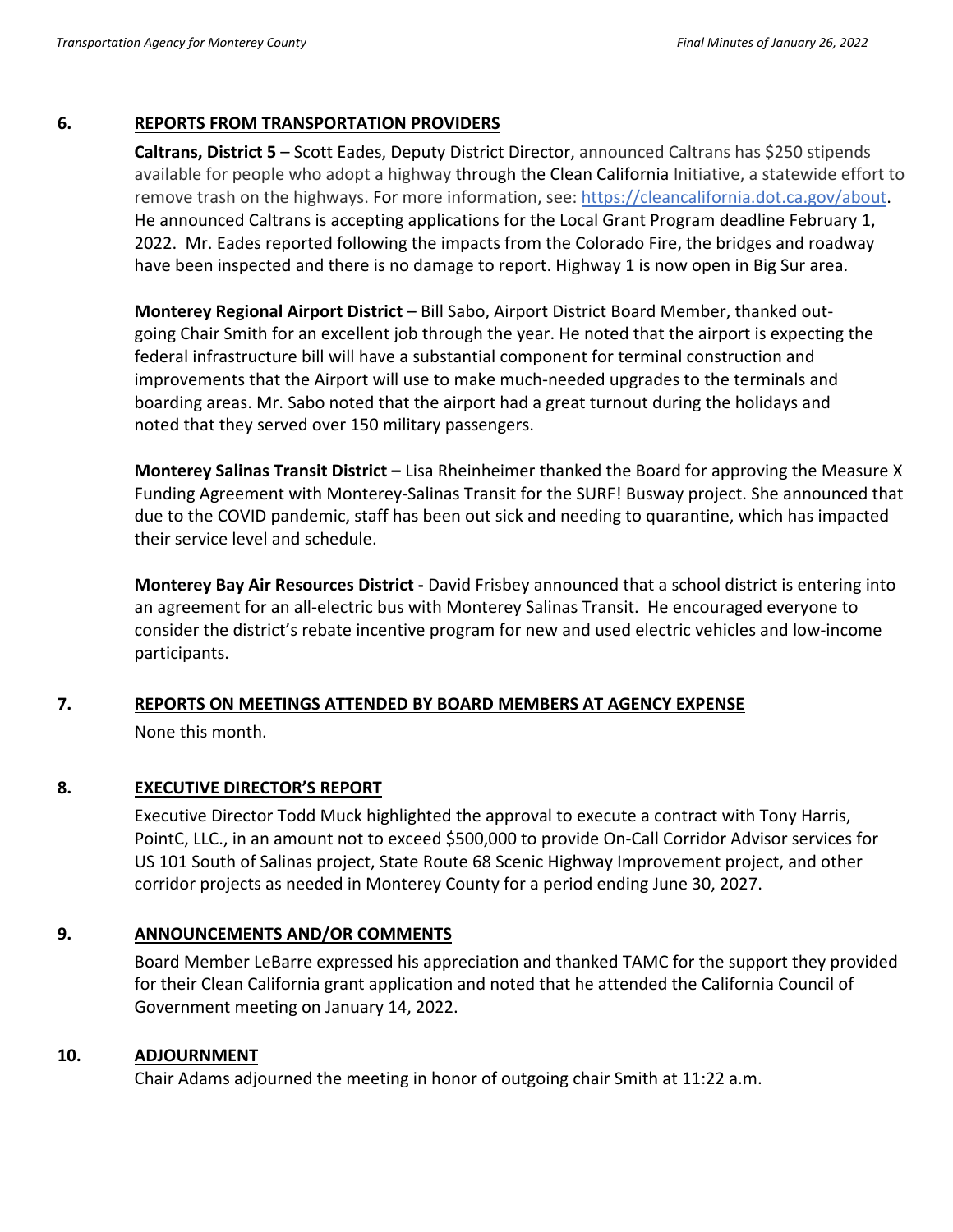## 6. REPORTS FROM TRANSPORTATION PROVIDERS

**Caltrans, District 5** – Scott Eades, Deputy District Director, announced Caltrans has $250 stipends available for people who adopt a highway through the Clean California Initiative, a statewide effort to remove trash on the highways. For more information, see: https://cleancalifornia.dot.ca.gov/about. He announced Caltrans is accepting applications for the Local Grant Program deadline February 1, 2022. Mr. Eades reported following the impacts from the Colorado Fire, the bridges and roadway have been inspected and there is no damage to report. Highway 1 is now open in Big Sur area.

**Monterey Regional Airport District** – Bill Sabo, Airport District Board Member, thanked out-going Chair Smith for an excellent job through the year. He noted that the airport is expecting the federal infrastructure bill will have a substantial component for terminal construction and improvements that the Airport will use to make much-needed upgrades to the terminals and boarding areas. Mr. Sabo noted that the airport had a great turnout during the holidays and noted that they served over 150 military passengers.

**Monterey Salinas Transit District –** Lisa Rheinheimer thanked the Board for approving the Measure X Funding Agreement with Monterey-Salinas Transit for the SURF! Busway project. She announced that due to the COVID pandemic, staff has been out sick and needing to quarantine, which has impacted their service level and schedule.

**Monterey Bay Air Resources District -** David Frisbey announced that a school district is entering into an agreement for an all-electric bus with Monterey Salinas Transit. He encouraged everyone to consider the district's rebate incentive program for new and used electric vehicles and low-income participants.

## 7. REPORTS ON MEETINGS ATTENDED BY BOARD MEMBERS AT AGENCY EXPENSE

None this month.

## 8. EXECUTIVE DIRECTOR'S REPORT

Executive Director Todd Muck highlighted the approval to execute a contract with Tony Harris, PointC, LLC., in an amount not to exceed $500,000 to provide On-Call Corridor Advisor services for US 101 South of Salinas project, State Route 68 Scenic Highway Improvement project, and other corridor projects as needed in Monterey County for a period ending June 30, 2027.

## 9. ANNOUNCEMENTS AND/OR COMMENTS

Board Member LeBarre expressed his appreciation and thanked TAMC for the support they provided for their Clean California grant application and noted that he attended the California Council of Government meeting on January 14, 2022.

## 10. ADJOURNMENT

Chair Adams adjourned the meeting in honor of outgoing chair Smith at 11:22 a.m.